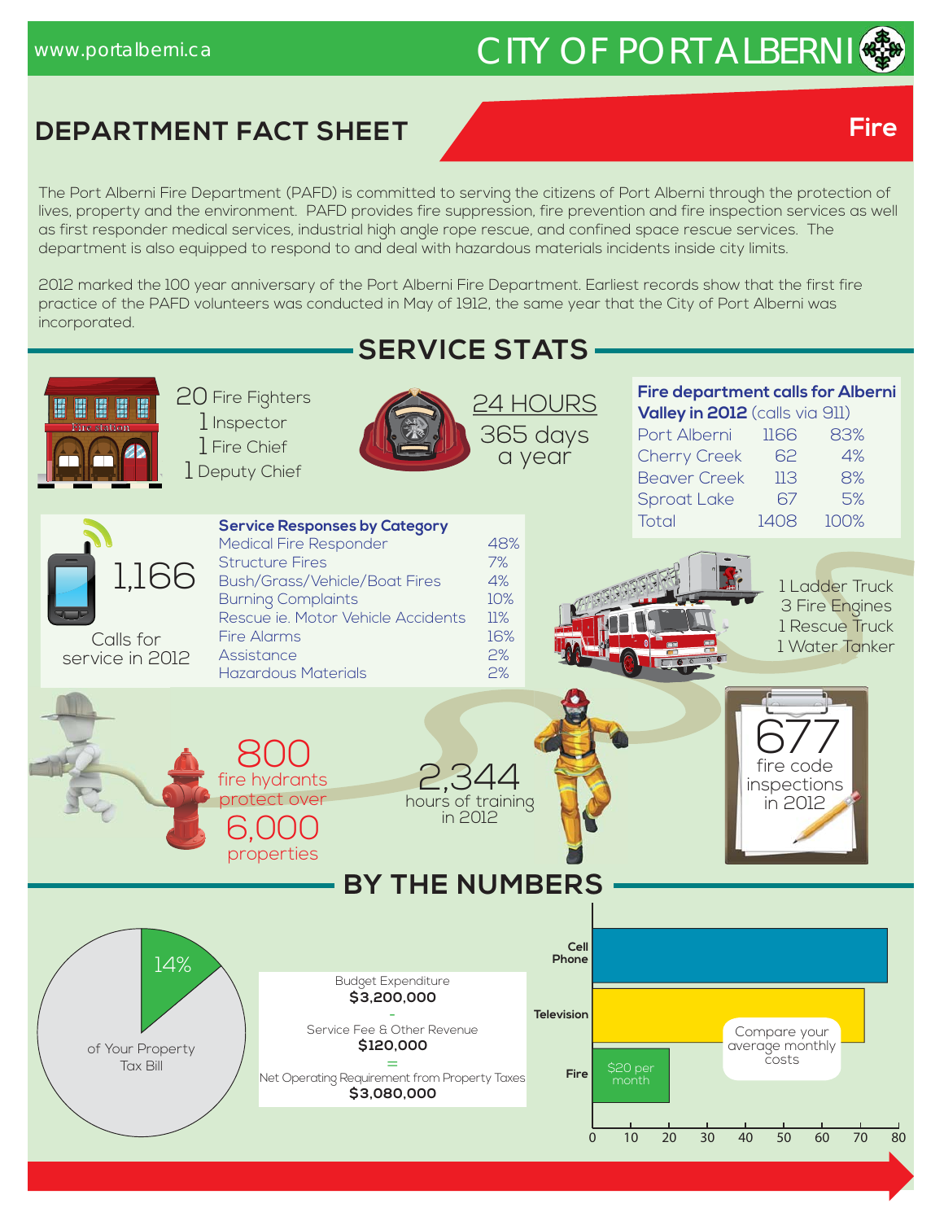www.portalberni.ca

# CITY OF PORT ALBERNI

## DEPARTMENT FACT SHEET

**Fire**

The Port Alberni Fire Department (PAFD) is committed to serving the citizens of Port Alberni through the protection of lives, property and the environment. PAFD provides fire suppression, fire prevention and fire inspection services as well as first responder medical services, industrial high angle rope rescue, and confined space rescue services. The department is also equipped to respond to and deal with hazardous materials incidents inside city limits.

2012 marked the 100 year anniversary of the Port Alberni Fire Department. Earliest records show that the first fire practice of the PAFD volunteers was conducted in May of 1912, the same year that the City of Port Alberni was incorporated.

## SERVICE STATS

- 20 Fire Fighters
- 1 Inspector
- 1 Fire Chief
- 1 Deputy Chief

24 HOURS 365 days a year

**Fire department calls for Alberni Valley in 2012** (calls via 911)

| | | |
|---|---|---|
| Port Alberni | 1166 | 83% |
| Cherry Creek | 62 | 4% |
| Beaver Creek | 113 | 8% |
| Sproat Lake | 67 | 5% |
| Total | 1408 | 100% |

1,166 Calls for service in 2012

**Service Responses by Category**

| | |
|---|---|
| Medical Fire Responder | 48% |
| Structure Fires | 7% |
| Bush/Grass/Vehicle/Boat Fires | 4% |
| Burning Complaints | 10% |
| Rescue ie. Motor Vehicle Accidents | 11% |
| Fire Alarms | 16% |
| Assistance | 2% |
| Hazardous Materials | 2% |

- 1 Ladder Truck
- 3 Fire Engines
- 1 Rescue Truck
- 1 Water Tanker

800 fire hydrants protect over 6,000 properties

2,344 hours of training in 2012

677 fire code inspections in 2012

## BY THE NUMBERS

14% of Your Property Tax Bill

Budget Expenditure
**$3,200,000**

\-

Service Fee & Other Revenue
**$120,000**

=

Net Operating Requirement from Property Taxes
**$3,080,000**

Compare your average monthly costs

| | |
|---|---|
| Cell Phone | ~77 |
| Television | ~71 |
| Fire | $20 per month |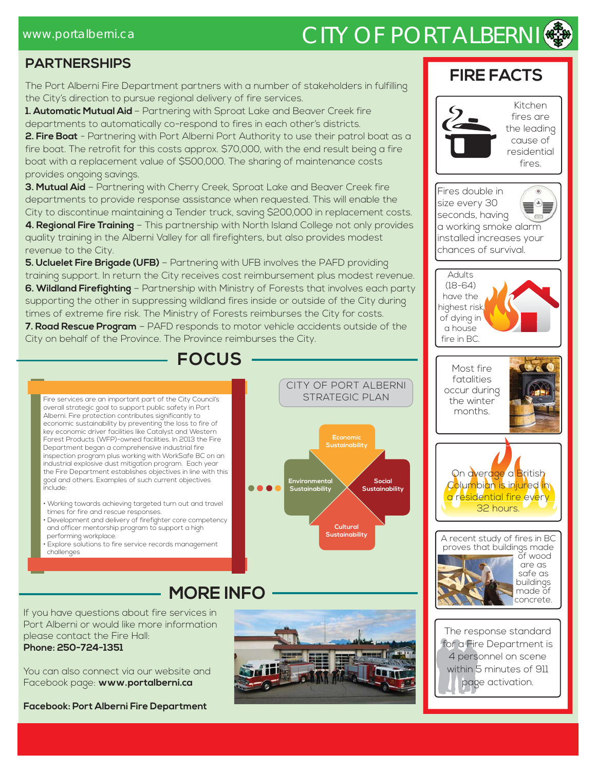www.portalberni.ca

# CITY OF PORT ALBERNI

## PARTNERSHIPS

The Port Alberni Fire Department partners with a number of stakeholders in fulfilling the City's direction to pursue regional delivery of fire services.

**1. Automatic Mutual Aid** – Partnering with Sproat Lake and Beaver Creek fire departments to automatically co-respond to fires in each other's districts.

**2. Fire Boat** - Partnering with Port Alberni Port Authority to use their patrol boat as a fire boat. The retrofit for this costs approx. $70,000, with the end result being a fire boat with a replacement value of $500,000. The sharing of maintenance costs provides ongoing savings.

**3. Mutual Aid** – Partnering with Cherry Creek, Sproat Lake and Beaver Creek fire departments to provide response assistance when requested. This will enable the City to discontinue maintaining a Tender truck, saving $200,000 in replacement costs.

**4. Regional Fire Training** – This partnership with North Island College not only provides quality training in the Alberni Valley for all firefighters, but also provides modest revenue to the City.

**5. Ucluelet Fire Brigade (UFB)** – Partnering with UFB involves the PAFD providing training support. In return the City receives cost reimbursement plus modest revenue.

**6. Wildland Firefighting** – Partnership with Ministry of Forests that involves each party supporting the other in suppressing wildland fires inside or outside of the City during times of extreme fire risk. The Ministry of Forests reimburses the City for costs.

**7. Road Rescue Program** – PAFD responds to motor vehicle accidents outside of the City on behalf of the Province. The Province reimburses the City.

## FOCUS

Fire services are an important part of the City Council's overall strategic goal to support public safety in Port Alberni. Fire protection contributes significantly to economic sustainability by preventing the loss to fire of key economic driver facilities like Catalyst and Western Forest Products (WFP)-owned facilities. In 2013 the Fire Department began a comprehensive industrial fire inspection program plus working with WorkSafe BC on an industrial explosive dust mitigation program. Each year the Fire Department establishes objectives in line with this goal and others. Examples of such current objectives include:

- Working towards achieving targeted turn out and travel times for fire and rescue responses.
- Development and delivery of firefighter core competency and officer mentorship program to support a high performing workplace.
- Explore solutions to fire service records management challenges

CITY OF PORT ALBERNI STRATEGIC PLAN

Economic Sustainability

Environmental Sustainability

Social Sustainability

Cultural Sustainability

## MORE INFO

If you have questions about fire services in Port Alberni or would like more information please contact the Fire Hall:
**Phone: 250-724-1351**

You can also connect via our website and Facebook page: **www.portalberni.ca**

**Facebook: Port Alberni Fire Department**

## FIRE FACTS

Kitchen fires are the leading cause of residential fires.

Fires double in size every 30 seconds, having a working smoke alarm installed increases your chances of survival.

Adults (18-64) have the highest risk of dying in a house fire in BC.

Most fire fatalities occur during the winter months.

On average a British Columbian is injured in a residential fire every 32 hours.

A recent study of fires in BC proves that buildings made of wood are as safe as buildings made of concrete.

The response standard for a Fire Department is 4 personnel on scene within 5 minutes of 911 page activation.